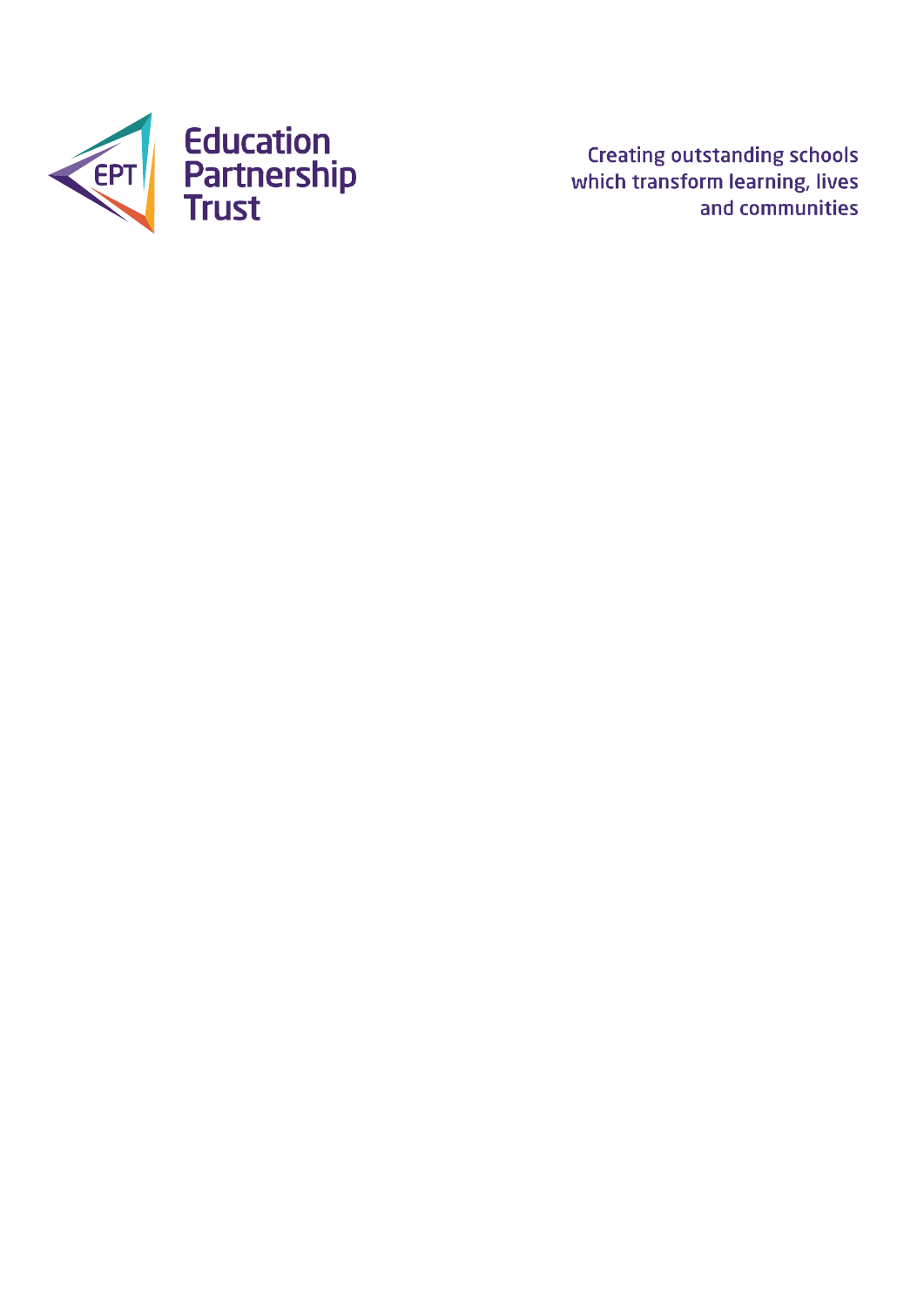Education Partnership Trust

Creating outstanding schools which transform learning, lives and communities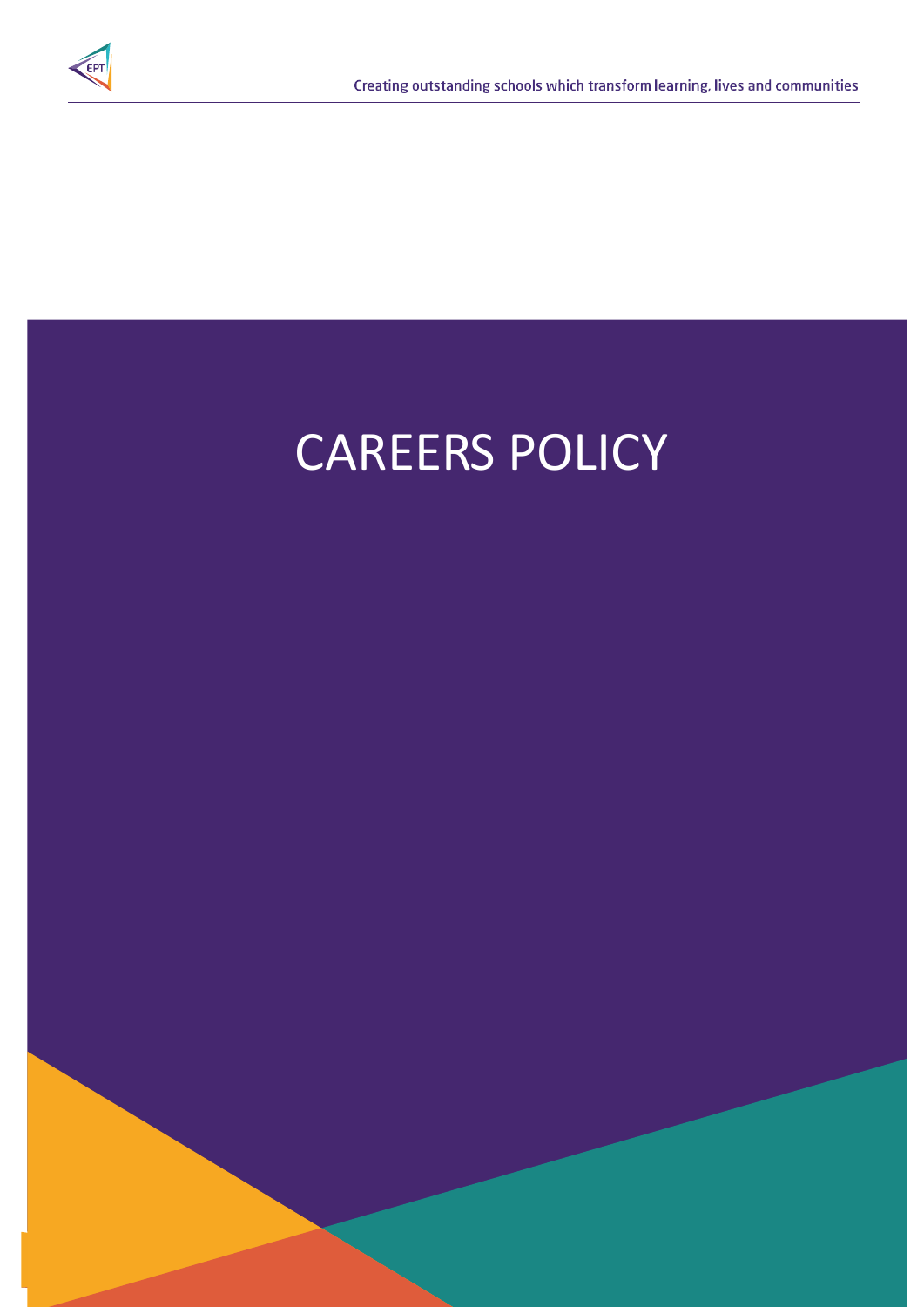# CAREERS POLICY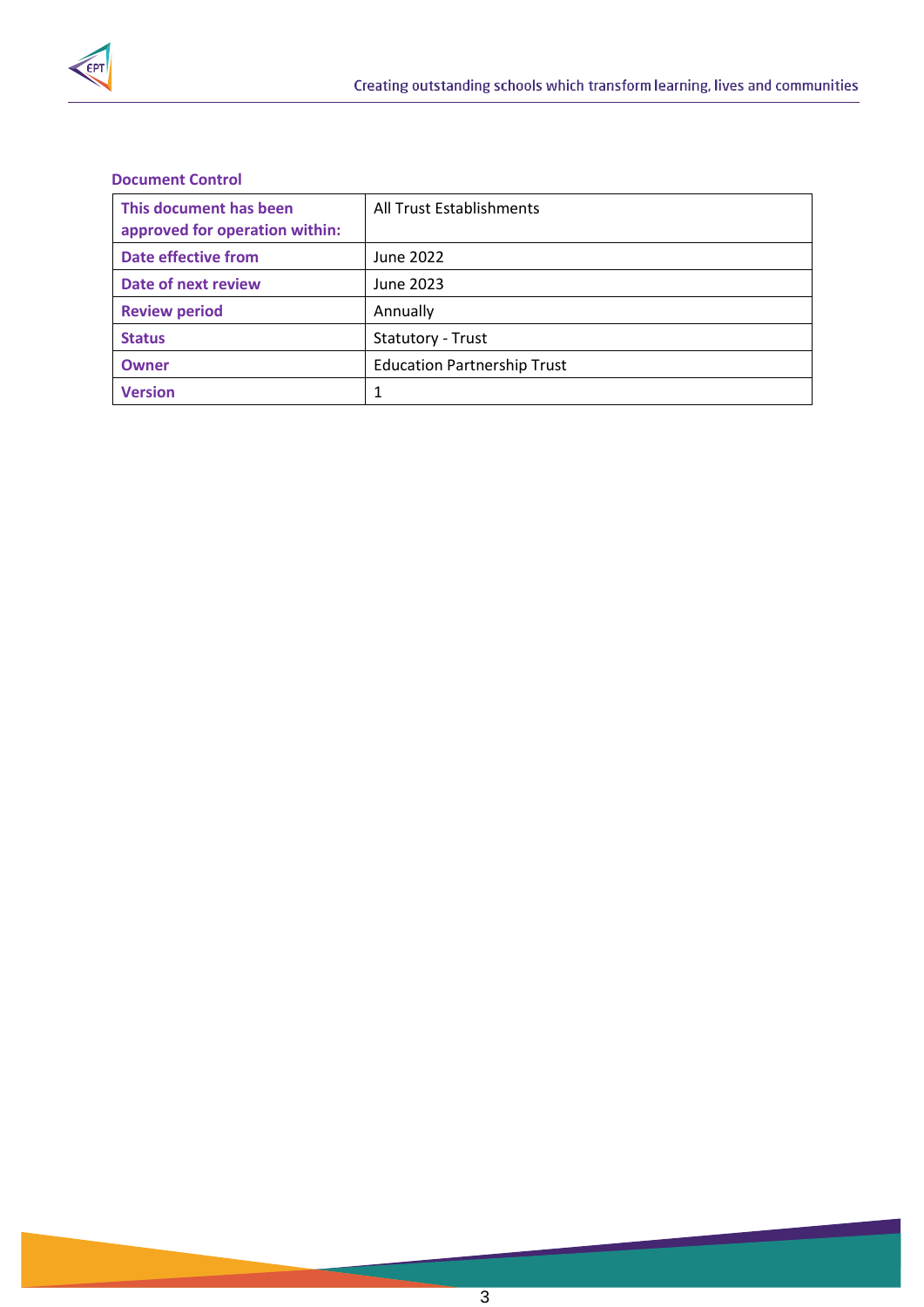**Document Control**

| This document has been approved for operation within: | All Trust Establishments |
|---|---|
| Date effective from | June 2022 |
| Date of next review | June 2023 |
| Review period | Annually |
| Status | Statutory - Trust |
| Owner | Education Partnership Trust |
| Version | 1 |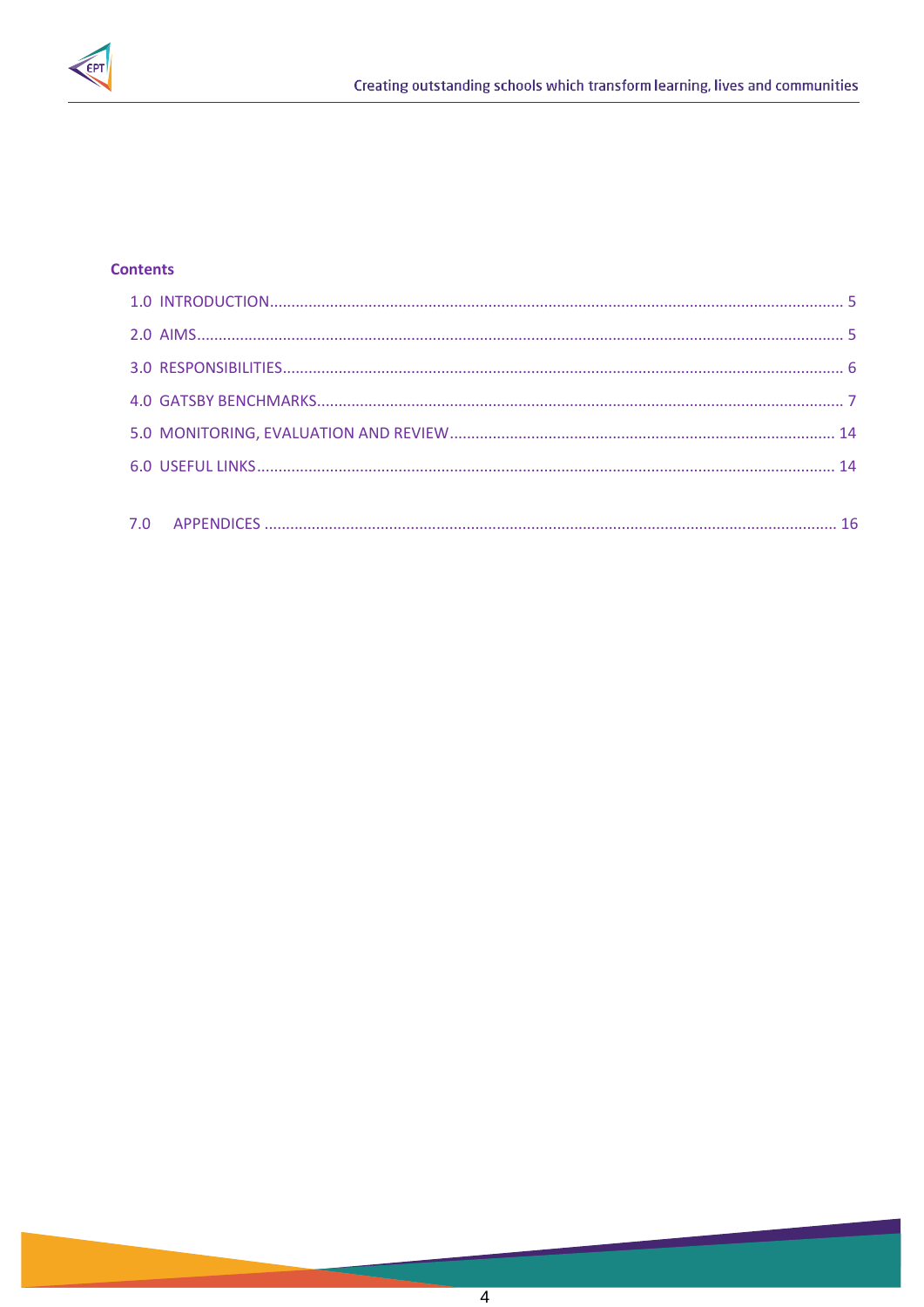**Contents**

1.0 INTRODUCTION ..................................................................... 5

2.0 AIMS ..................................................................... 5

3.0 RESPONSIBILITIES ..................................................................... 6

4.0 GATSBY BENCHMARKS ..................................................................... 7

5.0 MONITORING, EVALUATION AND REVIEW ..................................................................... 14

6.0 USEFUL LINKS ..................................................................... 14

7.0 APPENDICES ..................................................................... 16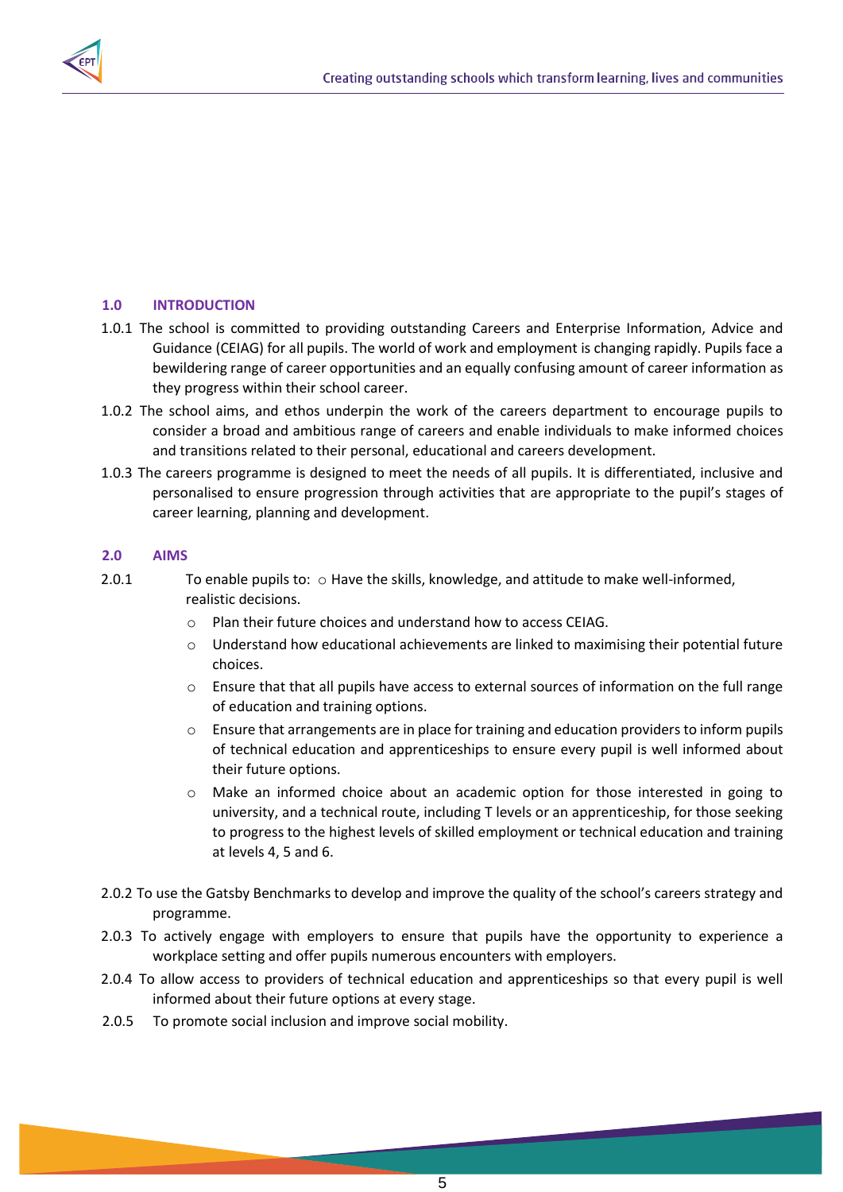## 1.0 INTRODUCTION

1.0.1 The school is committed to providing outstanding Careers and Enterprise Information, Advice and Guidance (CEIAG) for all pupils. The world of work and employment is changing rapidly. Pupils face a bewildering range of career opportunities and an equally confusing amount of career information as they progress within their school career.

1.0.2 The school aims, and ethos underpin the work of the careers department to encourage pupils to consider a broad and ambitious range of careers and enable individuals to make informed choices and transitions related to their personal, educational and careers development.

1.0.3 The careers programme is designed to meet the needs of all pupils. It is differentiated, inclusive and personalised to ensure progression through activities that are appropriate to the pupil's stages of career learning, planning and development.

## 2.0 AIMS

2.0.1 To enable pupils to:

- Have the skills, knowledge, and attitude to make well-informed, realistic decisions.
- Plan their future choices and understand how to access CEIAG.
- Understand how educational achievements are linked to maximising their potential future choices.
- Ensure that that all pupils have access to external sources of information on the full range of education and training options.
- Ensure that arrangements are in place for training and education providers to inform pupils of technical education and apprenticeships to ensure every pupil is well informed about their future options.
- Make an informed choice about an academic option for those interested in going to university, and a technical route, including T levels or an apprenticeship, for those seeking to progress to the highest levels of skilled employment or technical education and training at levels 4, 5 and 6.

2.0.2 To use the Gatsby Benchmarks to develop and improve the quality of the school's careers strategy and programme.

2.0.3 To actively engage with employers to ensure that pupils have the opportunity to experience a workplace setting and offer pupils numerous encounters with employers.

2.0.4 To allow access to providers of technical education and apprenticeships so that every pupil is well informed about their future options at every stage.

2.0.5 To promote social inclusion and improve social mobility.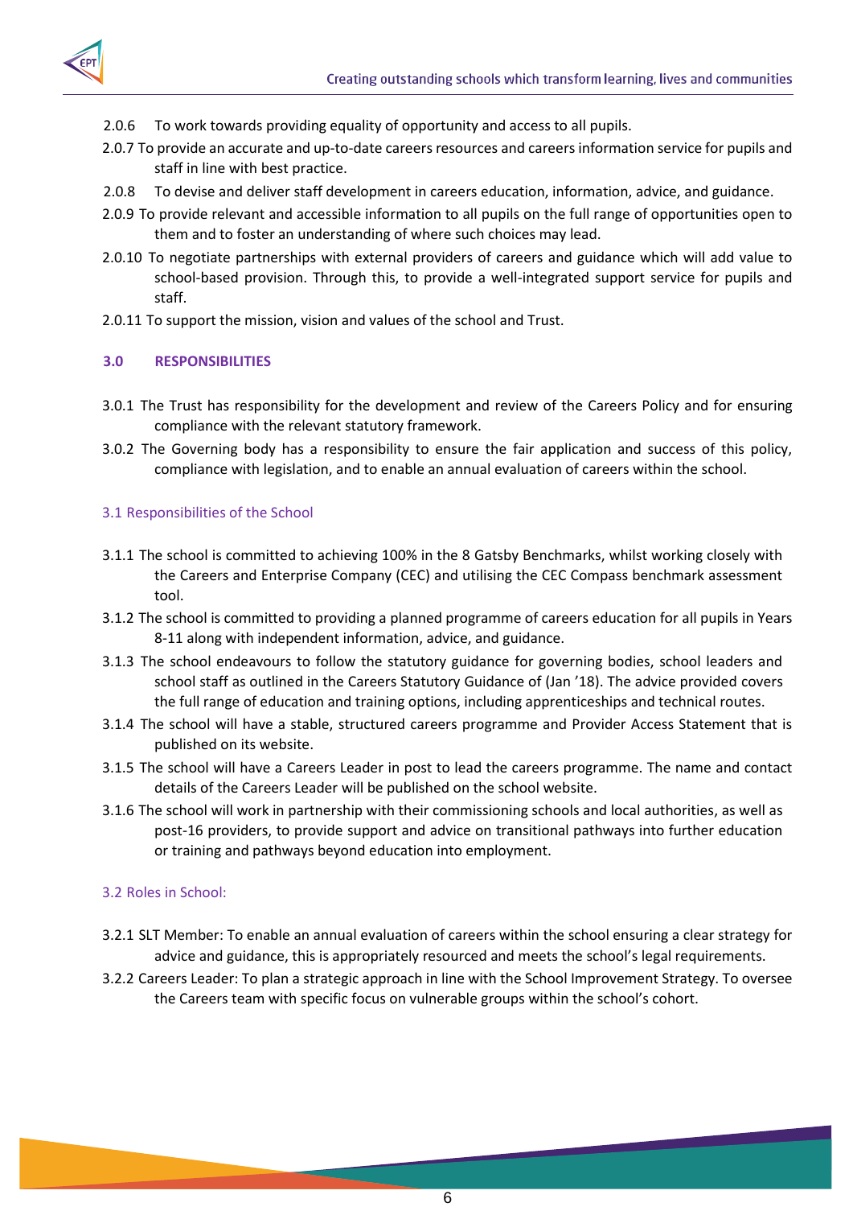2.0.6 To work towards providing equality of opportunity and access to all pupils.

2.0.7 To provide an accurate and up-to-date careers resources and careers information service for pupils and staff in line with best practice.

2.0.8 To devise and deliver staff development in careers education, information, advice, and guidance.

2.0.9 To provide relevant and accessible information to all pupils on the full range of opportunities open to them and to foster an understanding of where such choices may lead.

2.0.10 To negotiate partnerships with external providers of careers and guidance which will add value to school-based provision. Through this, to provide a well-integrated support service for pupils and staff.

2.0.11 To support the mission, vision and values of the school and Trust.

## 3.0 RESPONSIBILITIES

3.0.1 The Trust has responsibility for the development and review of the Careers Policy and for ensuring compliance with the relevant statutory framework.

3.0.2 The Governing body has a responsibility to ensure the fair application and success of this policy, compliance with legislation, and to enable an annual evaluation of careers within the school.

### 3.1 Responsibilities of the School

3.1.1 The school is committed to achieving 100% in the 8 Gatsby Benchmarks, whilst working closely with the Careers and Enterprise Company (CEC) and utilising the CEC Compass benchmark assessment tool.

3.1.2 The school is committed to providing a planned programme of careers education for all pupils in Years 8-11 along with independent information, advice, and guidance.

3.1.3 The school endeavours to follow the statutory guidance for governing bodies, school leaders and school staff as outlined in the Careers Statutory Guidance of (Jan '18). The advice provided covers the full range of education and training options, including apprenticeships and technical routes.

3.1.4 The school will have a stable, structured careers programme and Provider Access Statement that is published on its website.

3.1.5 The school will have a Careers Leader in post to lead the careers programme. The name and contact details of the Careers Leader will be published on the school website.

3.1.6 The school will work in partnership with their commissioning schools and local authorities, as well as post-16 providers, to provide support and advice on transitional pathways into further education or training and pathways beyond education into employment.

### 3.2 Roles in School:

3.2.1 SLT Member: To enable an annual evaluation of careers within the school ensuring a clear strategy for advice and guidance, this is appropriately resourced and meets the school's legal requirements.

3.2.2 Careers Leader: To plan a strategic approach in line with the School Improvement Strategy. To oversee the Careers team with specific focus on vulnerable groups within the school's cohort.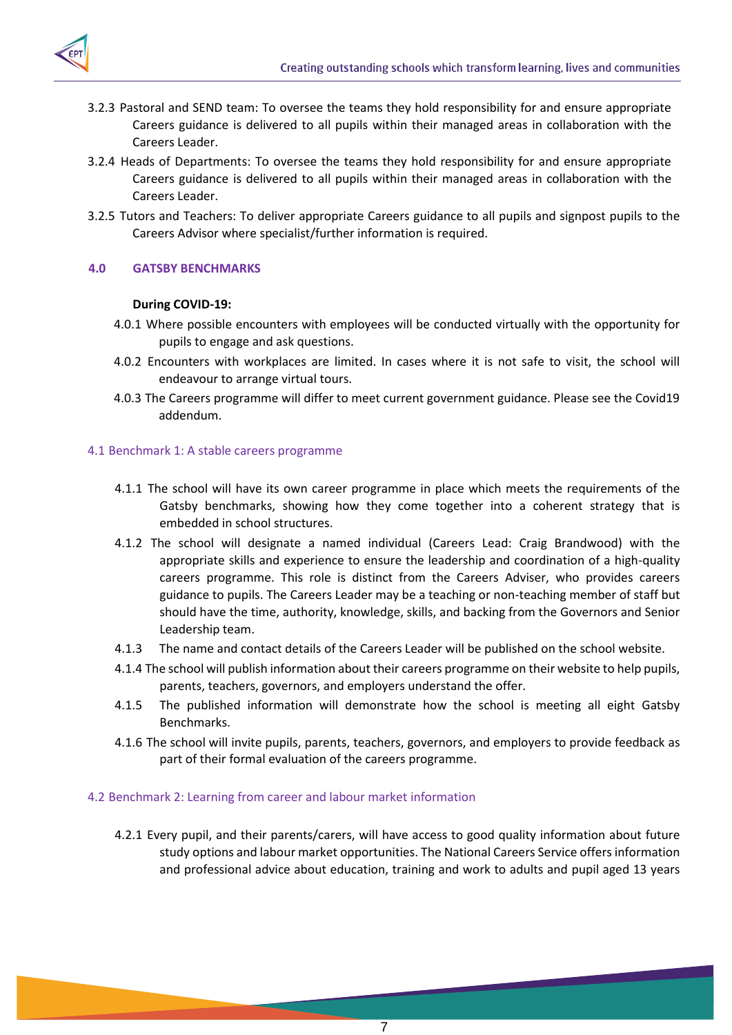3.2.3 Pastoral and SEND team: To oversee the teams they hold responsibility for and ensure appropriate Careers guidance is delivered to all pupils within their managed areas in collaboration with the Careers Leader.

3.2.4 Heads of Departments: To oversee the teams they hold responsibility for and ensure appropriate Careers guidance is delivered to all pupils within their managed areas in collaboration with the Careers Leader.

3.2.5 Tutors and Teachers: To deliver appropriate Careers guidance to all pupils and signpost pupils to the Careers Advisor where specialist/further information is required.

## 4.0 GATSBY BENCHMARKS

**During COVID-19:**

4.0.1 Where possible encounters with employees will be conducted virtually with the opportunity for pupils to engage and ask questions.

4.0.2 Encounters with workplaces are limited. In cases where it is not safe to visit, the school will endeavour to arrange virtual tours.

4.0.3 The Careers programme will differ to meet current government guidance. Please see the Covid19 addendum.

### 4.1 Benchmark 1: A stable careers programme

4.1.1 The school will have its own career programme in place which meets the requirements of the Gatsby benchmarks, showing how they come together into a coherent strategy that is embedded in school structures.

4.1.2 The school will designate a named individual (Careers Lead: Craig Brandwood) with the appropriate skills and experience to ensure the leadership and coordination of a high-quality careers programme. This role is distinct from the Careers Adviser, who provides careers guidance to pupils. The Careers Leader may be a teaching or non-teaching member of staff but should have the time, authority, knowledge, skills, and backing from the Governors and Senior Leadership team.

4.1.3 The name and contact details of the Careers Leader will be published on the school website.

4.1.4 The school will publish information about their careers programme on their website to help pupils, parents, teachers, governors, and employers understand the offer.

4.1.5 The published information will demonstrate how the school is meeting all eight Gatsby Benchmarks.

4.1.6 The school will invite pupils, parents, teachers, governors, and employers to provide feedback as part of their formal evaluation of the careers programme.

### 4.2 Benchmark 2: Learning from career and labour market information

4.2.1 Every pupil, and their parents/carers, will have access to good quality information about future study options and labour market opportunities. The National Careers Service offers information and professional advice about education, training and work to adults and pupil aged 13 years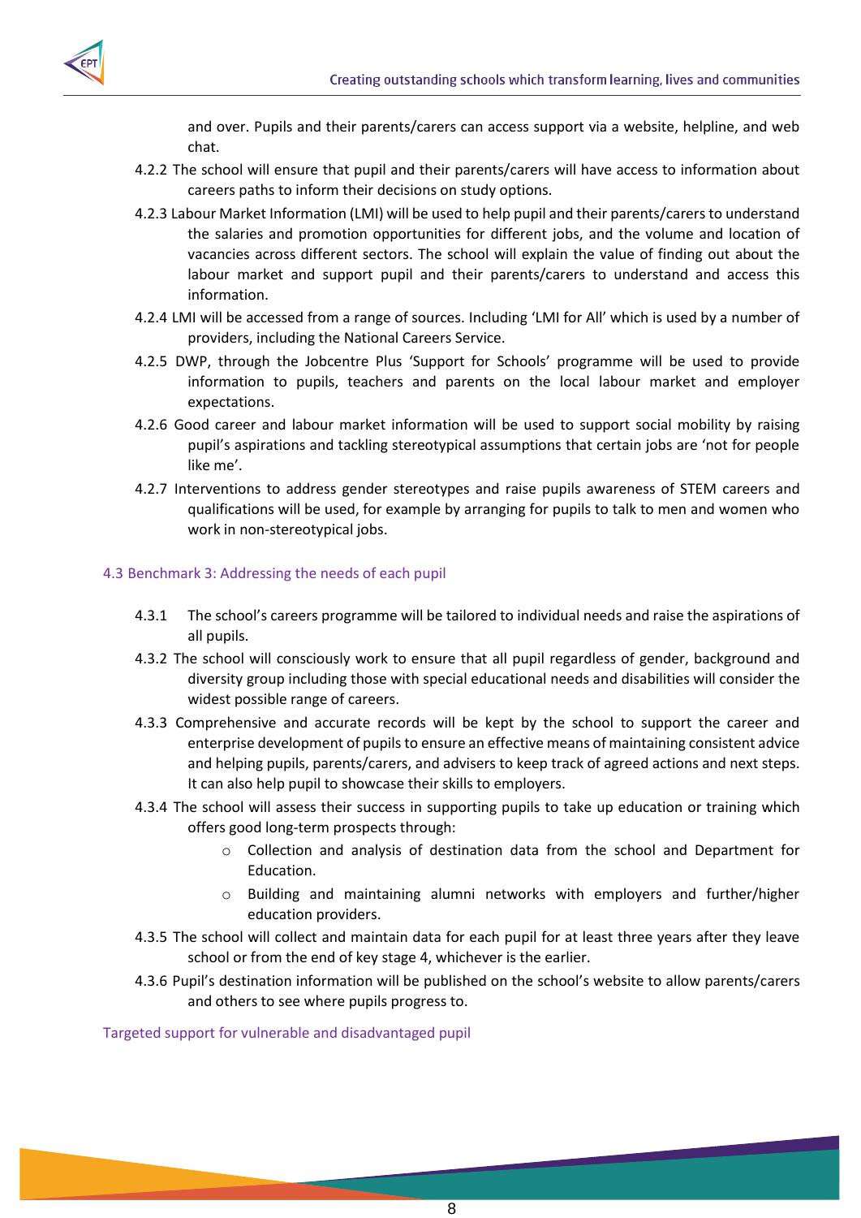and over. Pupils and their parents/carers can access support via a website, helpline, and web chat.

4.2.2 The school will ensure that pupil and their parents/carers will have access to information about careers paths to inform their decisions on study options.

4.2.3 Labour Market Information (LMI) will be used to help pupil and their parents/carers to understand the salaries and promotion opportunities for different jobs, and the volume and location of vacancies across different sectors. The school will explain the value of finding out about the labour market and support pupil and their parents/carers to understand and access this information.

4.2.4 LMI will be accessed from a range of sources. Including 'LMI for All' which is used by a number of providers, including the National Careers Service.

4.2.5 DWP, through the Jobcentre Plus 'Support for Schools' programme will be used to provide information to pupils, teachers and parents on the local labour market and employer expectations.

4.2.6 Good career and labour market information will be used to support social mobility by raising pupil's aspirations and tackling stereotypical assumptions that certain jobs are 'not for people like me'.

4.2.7 Interventions to address gender stereotypes and raise pupils awareness of STEM careers and qualifications will be used, for example by arranging for pupils to talk to men and women who work in non-stereotypical jobs.

### 4.3 Benchmark 3: Addressing the needs of each pupil

4.3.1 The school's careers programme will be tailored to individual needs and raise the aspirations of all pupils.

4.3.2 The school will consciously work to ensure that all pupil regardless of gender, background and diversity group including those with special educational needs and disabilities will consider the widest possible range of careers.

4.3.3 Comprehensive and accurate records will be kept by the school to support the career and enterprise development of pupils to ensure an effective means of maintaining consistent advice and helping pupils, parents/carers, and advisers to keep track of agreed actions and next steps. It can also help pupil to showcase their skills to employers.

4.3.4 The school will assess their success in supporting pupils to take up education or training which offers good long-term prospects through:

- Collection and analysis of destination data from the school and Department for Education.
- Building and maintaining alumni networks with employers and further/higher education providers.

4.3.5 The school will collect and maintain data for each pupil for at least three years after they leave school or from the end of key stage 4, whichever is the earlier.

4.3.6 Pupil's destination information will be published on the school's website to allow parents/carers and others to see where pupils progress to.

### Targeted support for vulnerable and disadvantaged pupil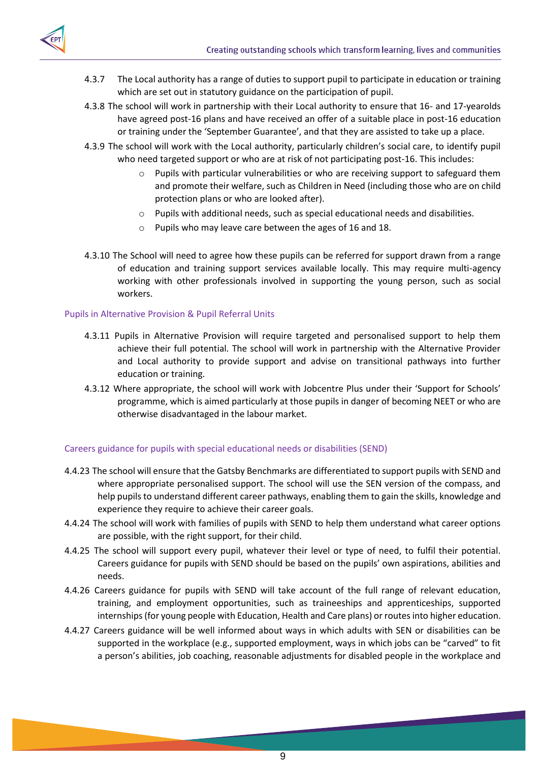4.3.7 The Local authority has a range of duties to support pupil to participate in education or training which are set out in statutory guidance on the participation of pupil.

4.3.8 The school will work in partnership with their Local authority to ensure that 16- and 17-yearolds have agreed post-16 plans and have received an offer of a suitable place in post-16 education or training under the 'September Guarantee', and that they are assisted to take up a place.

4.3.9 The school will work with the Local authority, particularly children's social care, to identify pupil who need targeted support or who are at risk of not participating post-16. This includes:

- Pupils with particular vulnerabilities or who are receiving support to safeguard them and promote their welfare, such as Children in Need (including those who are on child protection plans or who are looked after).
- Pupils with additional needs, such as special educational needs and disabilities.
- Pupils who may leave care between the ages of 16 and 18.

4.3.10 The School will need to agree how these pupils can be referred for support drawn from a range of education and training support services available locally. This may require multi-agency working with other professionals involved in supporting the young person, such as social workers.

### Pupils in Alternative Provision & Pupil Referral Units

4.3.11 Pupils in Alternative Provision will require targeted and personalised support to help them achieve their full potential. The school will work in partnership with the Alternative Provider and Local authority to provide support and advise on transitional pathways into further education or training.

4.3.12 Where appropriate, the school will work with Jobcentre Plus under their 'Support for Schools' programme, which is aimed particularly at those pupils in danger of becoming NEET or who are otherwise disadvantaged in the labour market.

### Careers guidance for pupils with special educational needs or disabilities (SEND)

4.4.23 The school will ensure that the Gatsby Benchmarks are differentiated to support pupils with SEND and where appropriate personalised support. The school will use the SEN version of the compass, and help pupils to understand different career pathways, enabling them to gain the skills, knowledge and experience they require to achieve their career goals.

4.4.24 The school will work with families of pupils with SEND to help them understand what career options are possible, with the right support, for their child.

4.4.25 The school will support every pupil, whatever their level or type of need, to fulfil their potential. Careers guidance for pupils with SEND should be based on the pupils' own aspirations, abilities and needs.

4.4.26 Careers guidance for pupils with SEND will take account of the full range of relevant education, training, and employment opportunities, such as traineeships and apprenticeships, supported internships (for young people with Education, Health and Care plans) or routes into higher education.

4.4.27 Careers guidance will be well informed about ways in which adults with SEN or disabilities can be supported in the workplace (e.g., supported employment, ways in which jobs can be "carved" to fit a person's abilities, job coaching, reasonable adjustments for disabled people in the workplace and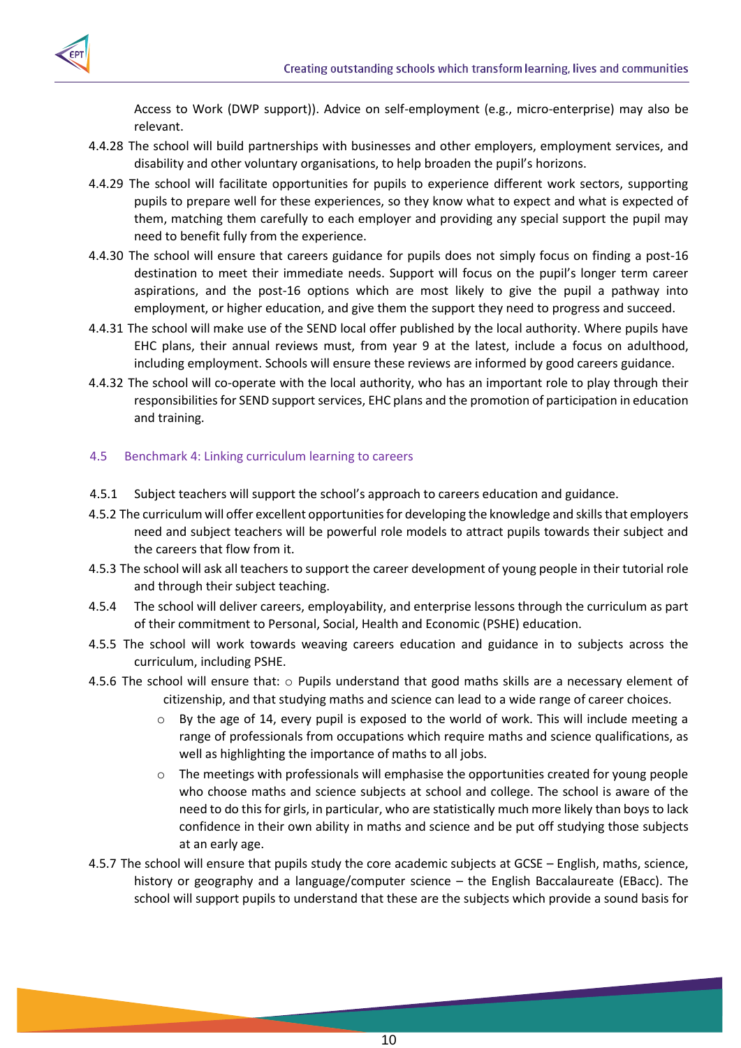Access to Work (DWP support)). Advice on self-employment (e.g., micro-enterprise) may also be relevant.

4.4.28 The school will build partnerships with businesses and other employers, employment services, and disability and other voluntary organisations, to help broaden the pupil's horizons.

4.4.29 The school will facilitate opportunities for pupils to experience different work sectors, supporting pupils to prepare well for these experiences, so they know what to expect and what is expected of them, matching them carefully to each employer and providing any special support the pupil may need to benefit fully from the experience.

4.4.30 The school will ensure that careers guidance for pupils does not simply focus on finding a post-16 destination to meet their immediate needs. Support will focus on the pupil's longer term career aspirations, and the post-16 options which are most likely to give the pupil a pathway into employment, or higher education, and give them the support they need to progress and succeed.

4.4.31 The school will make use of the SEND local offer published by the local authority. Where pupils have EHC plans, their annual reviews must, from year 9 at the latest, include a focus on adulthood, including employment. Schools will ensure these reviews are informed by good careers guidance.

4.4.32 The school will co-operate with the local authority, who has an important role to play through their responsibilities for SEND support services, EHC plans and the promotion of participation in education and training.

## 4.5 Benchmark 4: Linking curriculum learning to careers

4.5.1 Subject teachers will support the school's approach to careers education and guidance.

4.5.2 The curriculum will offer excellent opportunities for developing the knowledge and skills that employers need and subject teachers will be powerful role models to attract pupils towards their subject and the careers that flow from it.

4.5.3 The school will ask all teachers to support the career development of young people in their tutorial role and through their subject teaching.

4.5.4 The school will deliver careers, employability, and enterprise lessons through the curriculum as part of their commitment to Personal, Social, Health and Economic (PSHE) education.

4.5.5 The school will work towards weaving careers education and guidance in to subjects across the curriculum, including PSHE.

4.5.6 The school will ensure that:

- Pupils understand that good maths skills are a necessary element of citizenship, and that studying maths and science can lead to a wide range of career choices.
- By the age of 14, every pupil is exposed to the world of work. This will include meeting a range of professionals from occupations which require maths and science qualifications, as well as highlighting the importance of maths to all jobs.
- The meetings with professionals will emphasise the opportunities created for young people who choose maths and science subjects at school and college. The school is aware of the need to do this for girls, in particular, who are statistically much more likely than boys to lack confidence in their own ability in maths and science and be put off studying those subjects at an early age.

4.5.7 The school will ensure that pupils study the core academic subjects at GCSE – English, maths, science, history or geography and a language/computer science – the English Baccalaureate (EBacc). The school will support pupils to understand that these are the subjects which provide a sound basis for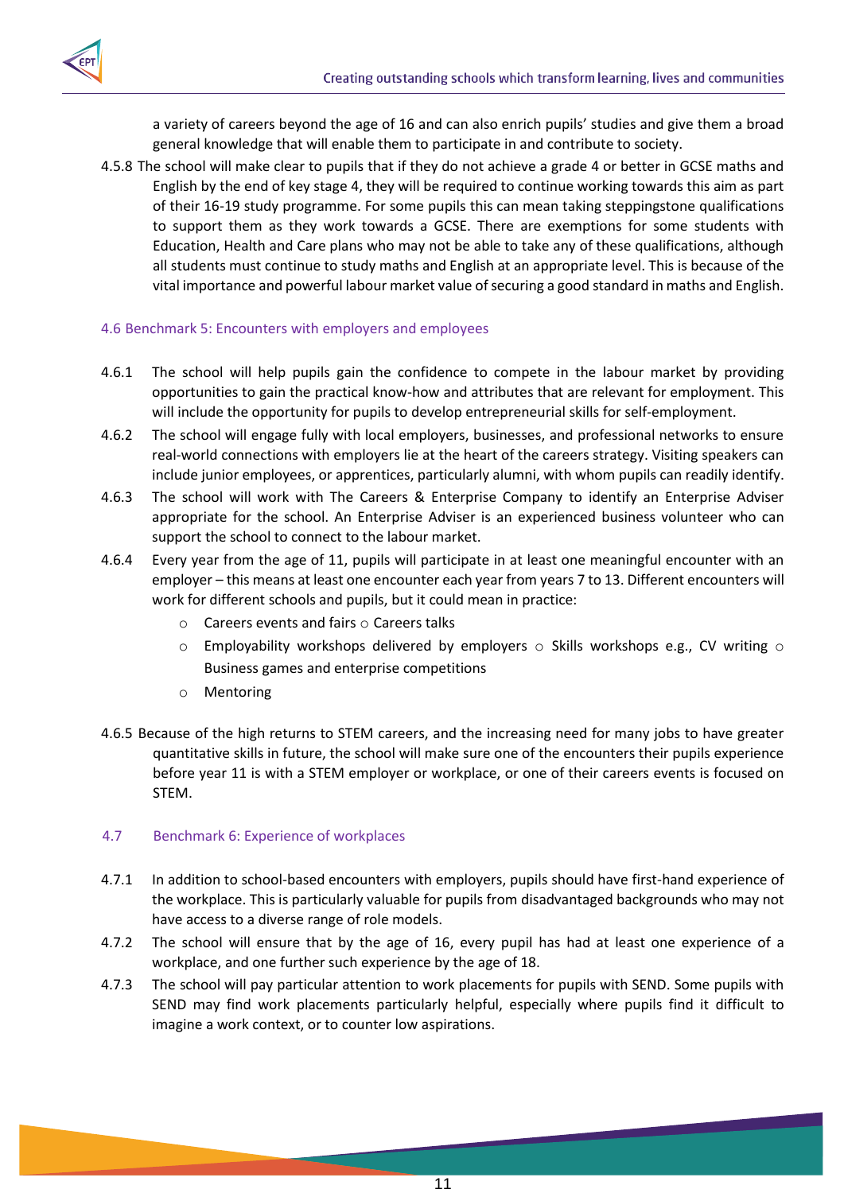a variety of careers beyond the age of 16 and can also enrich pupils' studies and give them a broad general knowledge that will enable them to participate in and contribute to society.

4.5.8 The school will make clear to pupils that if they do not achieve a grade 4 or better in GCSE maths and English by the end of key stage 4, they will be required to continue working towards this aim as part of their 16-19 study programme. For some pupils this can mean taking steppingstone qualifications to support them as they work towards a GCSE. There are exemptions for some students with Education, Health and Care plans who may not be able to take any of these qualifications, although all students must continue to study maths and English at an appropriate level. This is because of the vital importance and powerful labour market value of securing a good standard in maths and English.

### 4.6 Benchmark 5: Encounters with employers and employees

4.6.1 The school will help pupils gain the confidence to compete in the labour market by providing opportunities to gain the practical know-how and attributes that are relevant for employment. This will include the opportunity for pupils to develop entrepreneurial skills for self-employment.

4.6.2 The school will engage fully with local employers, businesses, and professional networks to ensure real-world connections with employers lie at the heart of the careers strategy. Visiting speakers can include junior employees, or apprentices, particularly alumni, with whom pupils can readily identify.

4.6.3 The school will work with The Careers & Enterprise Company to identify an Enterprise Adviser appropriate for the school. An Enterprise Adviser is an experienced business volunteer who can support the school to connect to the labour market.

4.6.4 Every year from the age of 11, pupils will participate in at least one meaningful encounter with an employer – this means at least one encounter each year from years 7 to 13. Different encounters will work for different schools and pupils, but it could mean in practice:

- Careers events and fairs
- Careers talks
- Employability workshops delivered by employers
- Skills workshops e.g., CV writing
- Business games and enterprise competitions
- Mentoring

4.6.5 Because of the high returns to STEM careers, and the increasing need for many jobs to have greater quantitative skills in future, the school will make sure one of the encounters their pupils experience before year 11 is with a STEM employer or workplace, or one of their careers events is focused on STEM.

### 4.7 Benchmark 6: Experience of workplaces

4.7.1 In addition to school-based encounters with employers, pupils should have first-hand experience of the workplace. This is particularly valuable for pupils from disadvantaged backgrounds who may not have access to a diverse range of role models.

4.7.2 The school will ensure that by the age of 16, every pupil has had at least one experience of a workplace, and one further such experience by the age of 18.

4.7.3 The school will pay particular attention to work placements for pupils with SEND. Some pupils with SEND may find work placements particularly helpful, especially where pupils find it difficult to imagine a work context, or to counter low aspirations.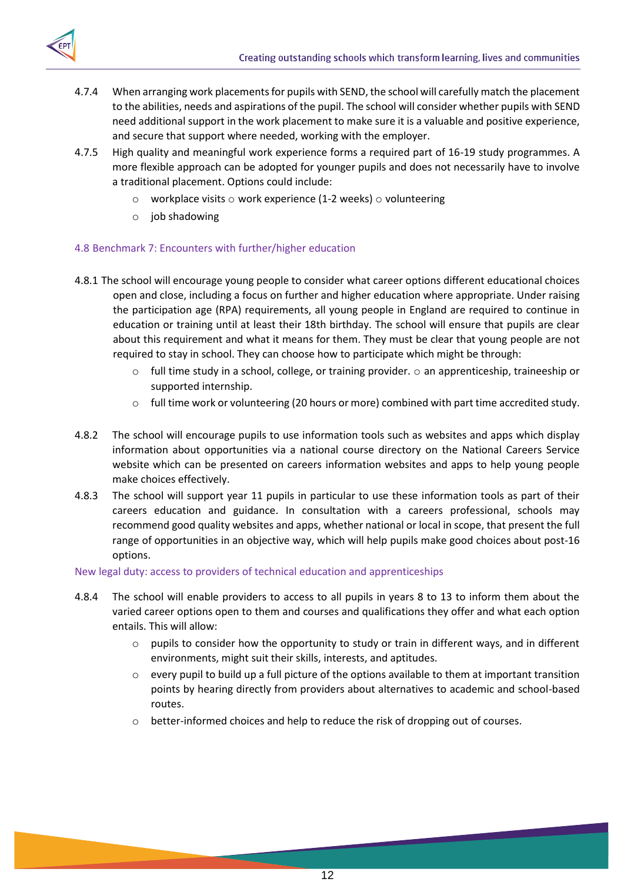4.7.4 When arranging work placements for pupils with SEND, the school will carefully match the placement to the abilities, needs and aspirations of the pupil. The school will consider whether pupils with SEND need additional support in the work placement to make sure it is a valuable and positive experience, and secure that support where needed, working with the employer.

4.7.5 High quality and meaningful work experience forms a required part of 16-19 study programmes. A more flexible approach can be adopted for younger pupils and does not necessarily have to involve a traditional placement. Options could include:

- workplace visits
- work experience (1-2 weeks)
- volunteering
- job shadowing

### 4.8 Benchmark 7: Encounters with further/higher education

4.8.1 The school will encourage young people to consider what career options different educational choices open and close, including a focus on further and higher education where appropriate. Under raising the participation age (RPA) requirements, all young people in England are required to continue in education or training until at least their 18th birthday. The school will ensure that pupils are clear about this requirement and what it means for them. They must be clear that young people are not required to stay in school. They can choose how to participate which might be through:

- full time study in a school, college, or training provider.
- an apprenticeship, traineeship or supported internship.
- full time work or volunteering (20 hours or more) combined with part time accredited study.

4.8.2 The school will encourage pupils to use information tools such as websites and apps which display information about opportunities via a national course directory on the National Careers Service website which can be presented on careers information websites and apps to help young people make choices effectively.

4.8.3 The school will support year 11 pupils in particular to use these information tools as part of their careers education and guidance. In consultation with a careers professional, schools may recommend good quality websites and apps, whether national or local in scope, that present the full range of opportunities in an objective way, which will help pupils make good choices about post-16 options.

### New legal duty: access to providers of technical education and apprenticeships

4.8.4 The school will enable providers to access to all pupils in years 8 to 13 to inform them about the varied career options open to them and courses and qualifications they offer and what each option entails. This will allow:

- pupils to consider how the opportunity to study or train in different ways, and in different environments, might suit their skills, interests, and aptitudes.
- every pupil to build up a full picture of the options available to them at important transition points by hearing directly from providers about alternatives to academic and school-based routes.
- better-informed choices and help to reduce the risk of dropping out of courses.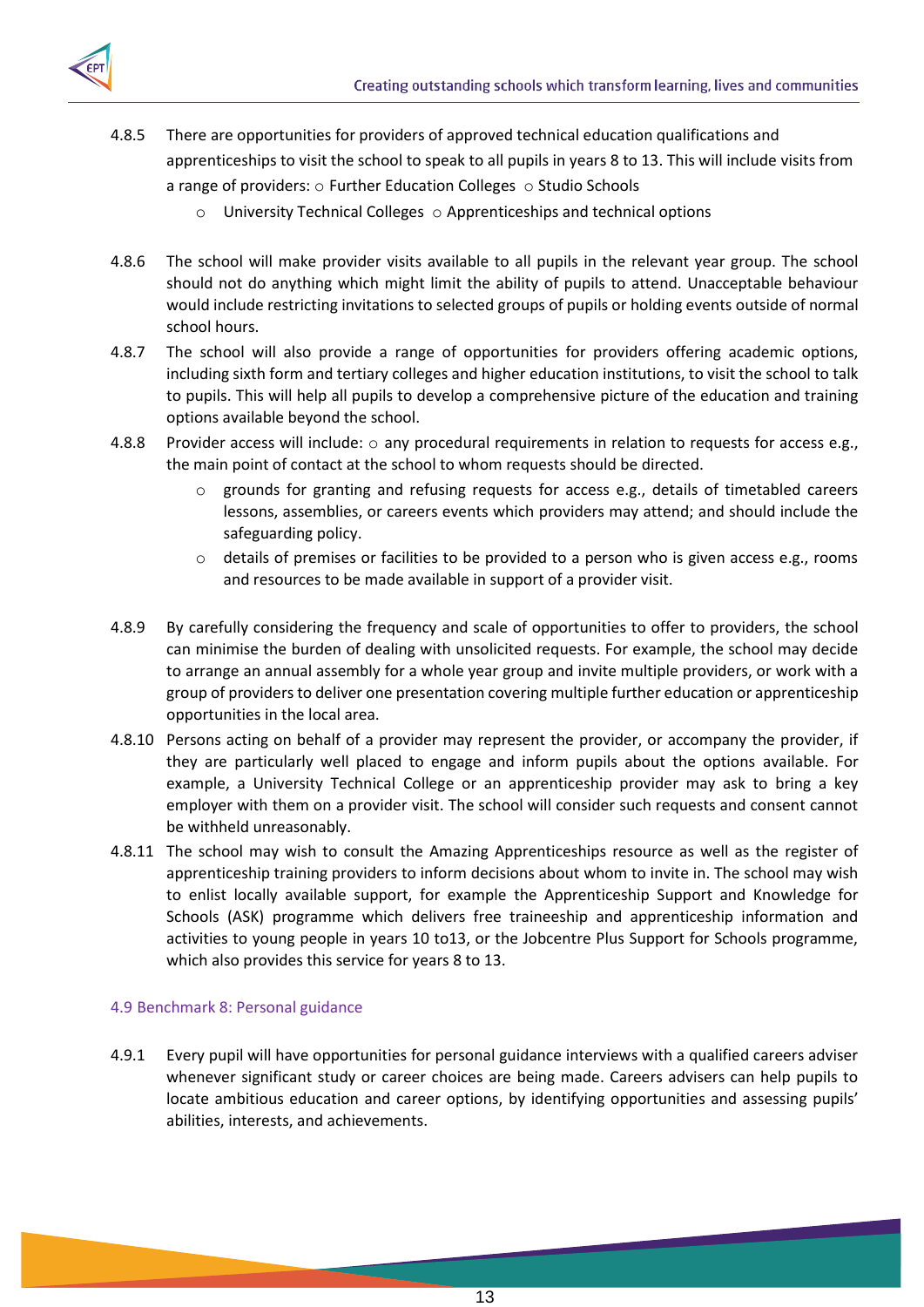4.8.5 There are opportunities for providers of approved technical education qualifications and apprenticeships to visit the school to speak to all pupils in years 8 to 13. This will include visits from a range of providers:
- Further Education Colleges
- Studio Schools
- University Technical Colleges
- Apprenticeships and technical options

4.8.6 The school will make provider visits available to all pupils in the relevant year group. The school should not do anything which might limit the ability of pupils to attend. Unacceptable behaviour would include restricting invitations to selected groups of pupils or holding events outside of normal school hours.

4.8.7 The school will also provide a range of opportunities for providers offering academic options, including sixth form and tertiary colleges and higher education institutions, to visit the school to talk to pupils. This will help all pupils to develop a comprehensive picture of the education and training options available beyond the school.

4.8.8 Provider access will include:
- any procedural requirements in relation to requests for access e.g., the main point of contact at the school to whom requests should be directed.
- grounds for granting and refusing requests for access e.g., details of timetabled careers lessons, assemblies, or careers events which providers may attend; and should include the safeguarding policy.
- details of premises or facilities to be provided to a person who is given access e.g., rooms and resources to be made available in support of a provider visit.

4.8.9 By carefully considering the frequency and scale of opportunities to offer to providers, the school can minimise the burden of dealing with unsolicited requests. For example, the school may decide to arrange an annual assembly for a whole year group and invite multiple providers, or work with a group of providers to deliver one presentation covering multiple further education or apprenticeship opportunities in the local area.

4.8.10 Persons acting on behalf of a provider may represent the provider, or accompany the provider, if they are particularly well placed to engage and inform pupils about the options available. For example, a University Technical College or an apprenticeship provider may ask to bring a key employer with them on a provider visit. The school will consider such requests and consent cannot be withheld unreasonably.

4.8.11 The school may wish to consult the Amazing Apprenticeships resource as well as the register of apprenticeship training providers to inform decisions about whom to invite in. The school may wish to enlist locally available support, for example the Apprenticeship Support and Knowledge for Schools (ASK) programme which delivers free traineeship and apprenticeship information and activities to young people in years 10 to13, or the Jobcentre Plus Support for Schools programme, which also provides this service for years 8 to 13.

### 4.9 Benchmark 8: Personal guidance

4.9.1 Every pupil will have opportunities for personal guidance interviews with a qualified careers adviser whenever significant study or career choices are being made. Careers advisers can help pupils to locate ambitious education and career options, by identifying opportunities and assessing pupils' abilities, interests, and achievements.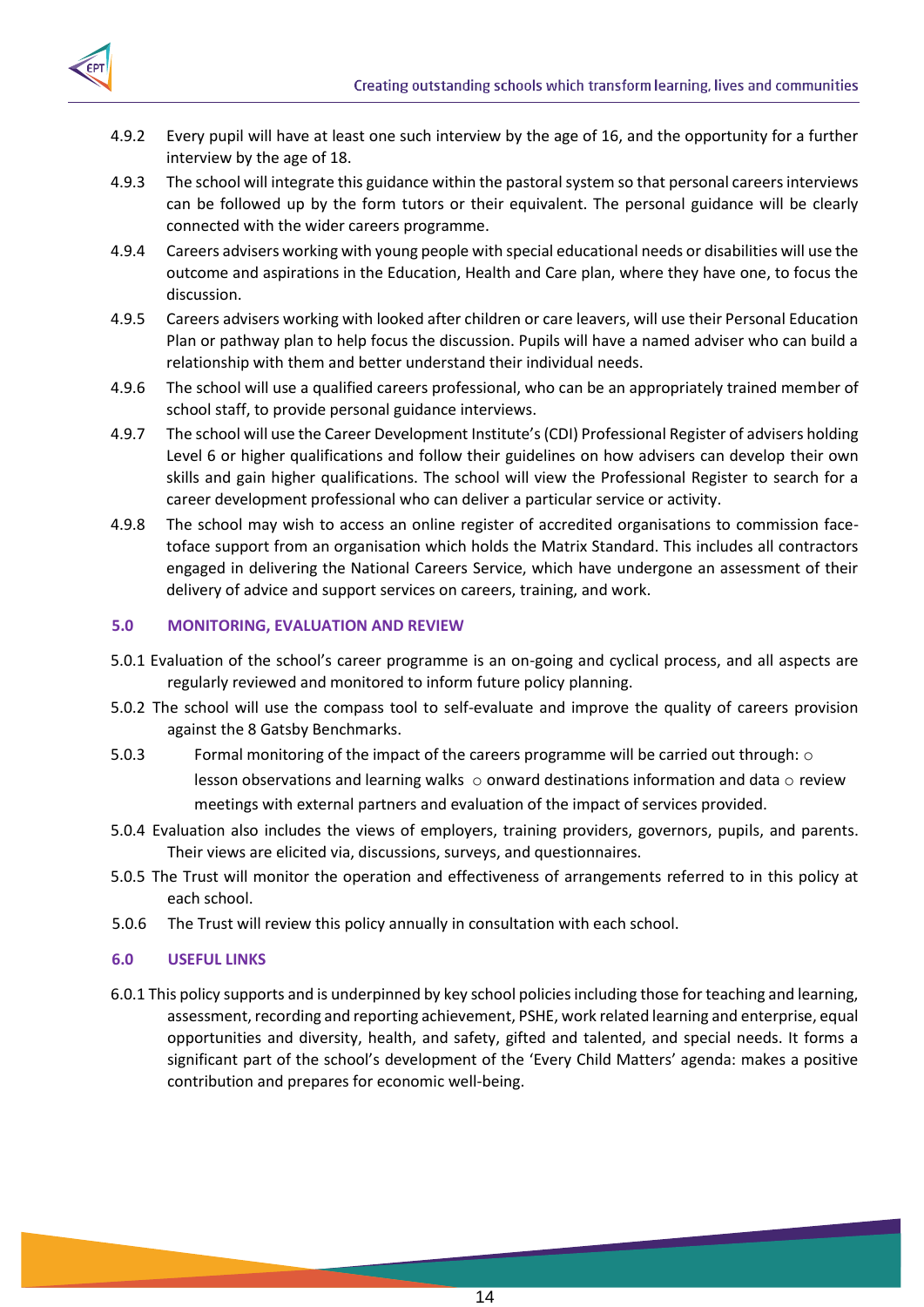4.9.2 Every pupil will have at least one such interview by the age of 16, and the opportunity for a further interview by the age of 18.

4.9.3 The school will integrate this guidance within the pastoral system so that personal careers interviews can be followed up by the form tutors or their equivalent. The personal guidance will be clearly connected with the wider careers programme.

4.9.4 Careers advisers working with young people with special educational needs or disabilities will use the outcome and aspirations in the Education, Health and Care plan, where they have one, to focus the discussion.

4.9.5 Careers advisers working with looked after children or care leavers, will use their Personal Education Plan or pathway plan to help focus the discussion. Pupils will have a named adviser who can build a relationship with them and better understand their individual needs.

4.9.6 The school will use a qualified careers professional, who can be an appropriately trained member of school staff, to provide personal guidance interviews.

4.9.7 The school will use the Career Development Institute's (CDI) Professional Register of advisers holding Level 6 or higher qualifications and follow their guidelines on how advisers can develop their own skills and gain higher qualifications. The school will view the Professional Register to search for a career development professional who can deliver a particular service or activity.

4.9.8 The school may wish to access an online register of accredited organisations to commission face-toface support from an organisation which holds the Matrix Standard. This includes all contractors engaged in delivering the National Careers Service, which have undergone an assessment of their delivery of advice and support services on careers, training, and work.

## 5.0 MONITORING, EVALUATION AND REVIEW

5.0.1 Evaluation of the school's career programme is an on-going and cyclical process, and all aspects are regularly reviewed and monitored to inform future policy planning.

5.0.2 The school will use the compass tool to self-evaluate and improve the quality of careers provision against the 8 Gatsby Benchmarks.

5.0.3 Formal monitoring of the impact of the careers programme will be carried out through:
- lesson observations and learning walks
- onward destinations information and data
- review meetings with external partners and evaluation of the impact of services provided.

5.0.4 Evaluation also includes the views of employers, training providers, governors, pupils, and parents. Their views are elicited via, discussions, surveys, and questionnaires.

5.0.5 The Trust will monitor the operation and effectiveness of arrangements referred to in this policy at each school.

5.0.6 The Trust will review this policy annually in consultation with each school.

## 6.0 USEFUL LINKS

6.0.1 This policy supports and is underpinned by key school policies including those for teaching and learning, assessment, recording and reporting achievement, PSHE, work related learning and enterprise, equal opportunities and diversity, health, and safety, gifted and talented, and special needs. It forms a significant part of the school's development of the 'Every Child Matters' agenda: makes a positive contribution and prepares for economic well-being.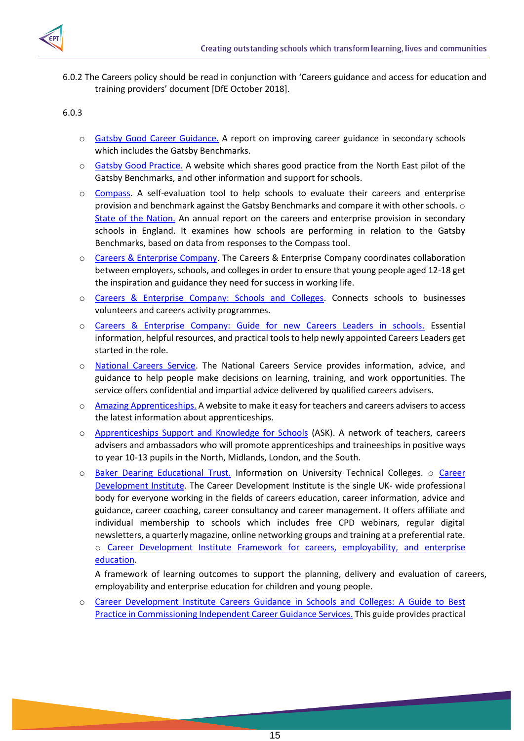6.0.2 The Careers policy should be read in conjunction with 'Careers guidance and access for education and training providers' document [DfE October 2018].

6.0.3

- Gatsby Good Career Guidance. A report on improving career guidance in secondary schools which includes the Gatsby Benchmarks.
- Gatsby Good Practice. A website which shares good practice from the North East pilot of the Gatsby Benchmarks, and other information and support for schools.
- Compass. A self-evaluation tool to help schools to evaluate their careers and enterprise provision and benchmark against the Gatsby Benchmarks and compare it with other schools.
- State of the Nation. An annual report on the careers and enterprise provision in secondary schools in England. It examines how schools are performing in relation to the Gatsby Benchmarks, based on data from responses to the Compass tool.
- Careers & Enterprise Company. The Careers & Enterprise Company coordinates collaboration between employers, schools, and colleges in order to ensure that young people aged 12-18 get the inspiration and guidance they need for success in working life.
- Careers & Enterprise Company: Schools and Colleges. Connects schools to businesses volunteers and careers activity programmes.
- Careers & Enterprise Company: Guide for new Careers Leaders in schools. Essential information, helpful resources, and practical tools to help newly appointed Careers Leaders get started in the role.
- National Careers Service. The National Careers Service provides information, advice, and guidance to help people make decisions on learning, training, and work opportunities. The service offers confidential and impartial advice delivered by qualified careers advisers.
- Amazing Apprenticeships. A website to make it easy for teachers and careers advisers to access the latest information about apprenticeships.
- Apprenticeships Support and Knowledge for Schools (ASK). A network of teachers, careers advisers and ambassadors who will promote apprenticeships and traineeships in positive ways to year 10-13 pupils in the North, Midlands, London, and the South.
- Baker Dearing Educational Trust. Information on University Technical Colleges.
- Career Development Institute. The Career Development Institute is the single UK- wide professional body for everyone working in the fields of careers education, career information, advice and guidance, career coaching, career consultancy and career management. It offers affiliate and individual membership to schools which includes free CPD webinars, regular digital newsletters, a quarterly magazine, online networking groups and training at a preferential rate.
- Career Development Institute Framework for careers, employability, and enterprise education.

  A framework of learning outcomes to support the planning, delivery and evaluation of careers, employability and enterprise education for children and young people.
- Career Development Institute Careers Guidance in Schools and Colleges: A Guide to Best Practice in Commissioning Independent Career Guidance Services. This guide provides practical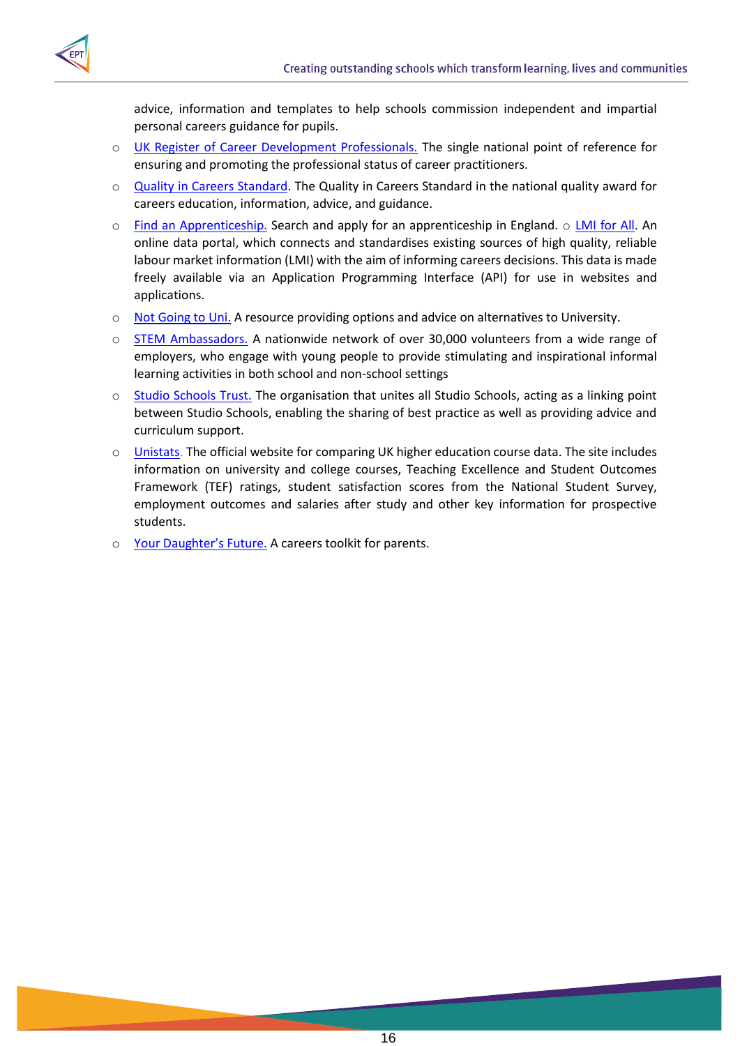advice, information and templates to help schools commission independent and impartial personal careers guidance for pupils.

- UK Register of Career Development Professionals. The single national point of reference for ensuring and promoting the professional status of career practitioners.
- Quality in Careers Standard. The Quality in Careers Standard in the national quality award for careers education, information, advice, and guidance.
- Find an Apprenticeship. Search and apply for an apprenticeship in England. ○ LMI for All. An online data portal, which connects and standardises existing sources of high quality, reliable labour market information (LMI) with the aim of informing careers decisions. This data is made freely available via an Application Programming Interface (API) for use in websites and applications.
- Not Going to Uni. A resource providing options and advice on alternatives to University.
- STEM Ambassadors. A nationwide network of over 30,000 volunteers from a wide range of employers, who engage with young people to provide stimulating and inspirational informal learning activities in both school and non-school settings
- Studio Schools Trust. The organisation that unites all Studio Schools, acting as a linking point between Studio Schools, enabling the sharing of best practice as well as providing advice and curriculum support.
- Unistats. The official website for comparing UK higher education course data. The site includes information on university and college courses, Teaching Excellence and Student Outcomes Framework (TEF) ratings, student satisfaction scores from the National Student Survey, employment outcomes and salaries after study and other key information for prospective students.
- Your Daughter's Future. A careers toolkit for parents.